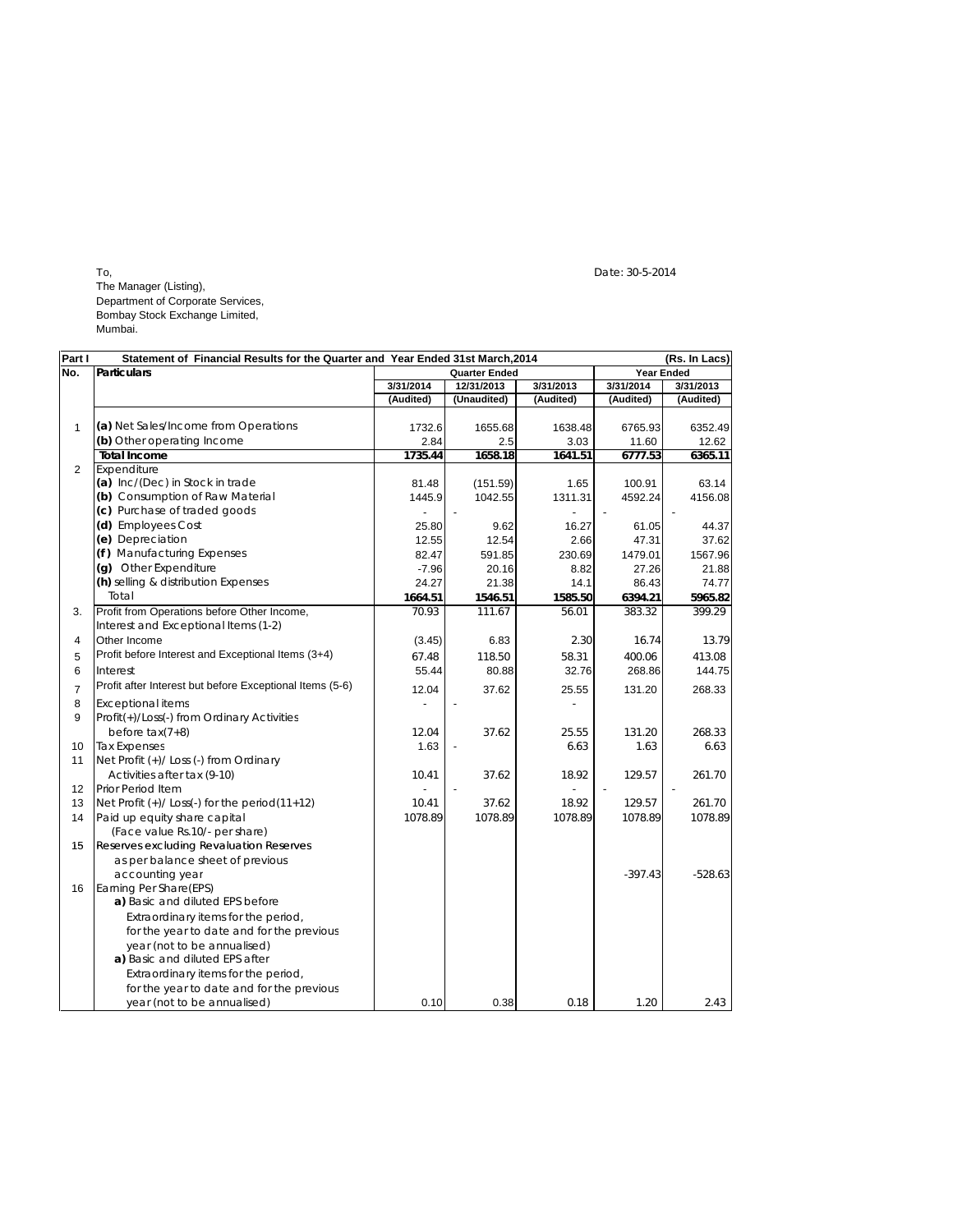To,
The Manager (Listing),
Department of Corporate Services,
Bombay Stock Exchange Limited,
Mumbai.

Date: 30-5-2014

| Part I | Statement of Financial Results for the Quarter and Year Ended 31st March,2014 | | | | | (Rs. In Lacs) |
|---|---|---|---|---|---|---|
| No. | Particulars | Quarter Ended | | | Year Ended | |
| | | 3/31/2014 | 12/31/2013 | 3/31/2013 | 3/31/2014 | 3/31/2013 |
| | | (Audited) | (Unaudited) | (Audited) | (Audited) | (Audited) |
| 1 | (a) Net Sales/Income from Operations | 1732.6 | 1655.68 | 1638.48 | 6765.93 | 6352.49 |
| | (b) Other operating Income | 2.84 | 2.5 | 3.03 | 11.60 | 12.62 |
| | **Total Income** | **1735.44** | **1658.18** | **1641.51** | **6777.53** | **6365.11** |
| 2 | Expenditure | | | | | |
| | (a) Inc/(Dec) in Stock in trade | 81.48 | (151.59) | 1.65 | 100.91 | 63.14 |
| | (b) Consumption of Raw Material | 1445.9 | 1042.55 | 1311.31 | 4592.24 | 4156.08 |
| | (c) Purchase of traded goods | - | - | - | - | - |
| | (d) Employees Cost | 25.80 | 9.62 | 16.27 | 61.05 | 44.37 |
| | (e) Depreciation | 12.55 | 12.54 | 2.66 | 47.31 | 37.62 |
| | (f) Manufacturing Expenses | 82.47 | 591.85 | 230.69 | 1479.01 | 1567.96 |
| | (g) Other Expenditure | -7.96 | 20.16 | 8.82 | 27.26 | 21.88 |
| | (h) selling & distribution Expenses | 24.27 | 21.38 | 14.1 | 86.43 | 74.77 |
| | Total | **1664.51** | **1546.51** | **1585.50** | **6394.21** | **5965.82** |
| 3. | Profit from Operations before Other Income, Interest and Exceptional Items (1-2) | 70.93 | 111.67 | 56.01 | 383.32 | 399.29 |
| 4 | Other Income | (3.45) | 6.83 | 2.30 | 16.74 | 13.79 |
| 5 | Profit before Interest and Exceptional Items (3+4) | 67.48 | 118.50 | 58.31 | 400.06 | 413.08 |
| 6 | Interest | 55.44 | 80.88 | 32.76 | 268.86 | 144.75 |
| 7 | Profit after Interest but before Exceptional Items (5-6) | 12.04 | 37.62 | 25.55 | 131.20 | 268.33 |
| 8 | Exceptional items | - | - | - | | |
| 9 | Profit(+)/Loss(-) from Ordinary Activities before tax(7+8) | 12.04 | 37.62 | 25.55 | 131.20 | 268.33 |
| 10 | Tax Expenses | 1.63 | - | 6.63 | 1.63 | 6.63 |
| 11 | Net Profit (+)/ Loss (-) from Ordinary Activities after tax (9-10) | 10.41 | 37.62 | 18.92 | 129.57 | 261.70 |
| 12 | Prior Period Item | - | - | - | - | - |
| 13 | Net Profit (+)/ Loss(-) for the period(11+12) | 10.41 | 37.62 | 18.92 | 129.57 | 261.70 |
| 14 | Paid up equity share capital (Face value Rs.10/- per share) | 1078.89 | 1078.89 | 1078.89 | 1078.89 | 1078.89 |
| 15 | Reserves excluding Revaluation Reserves as per balance sheet of previous accounting year | | | | -397.43 | -528.63 |
| 16 | Earning Per Share(EPS) | | | | | |
| | a) Basic and diluted EPS before Extraordinary items for the period, for the year to date and for the previous year (not to be annualised) | | | | | |
| | a) Basic and diluted EPS after Extraordinary items for the period, for the year to date and for the previous year (not to be annualised) | 0.10 | 0.38 | 0.18 | 1.20 | 2.43 |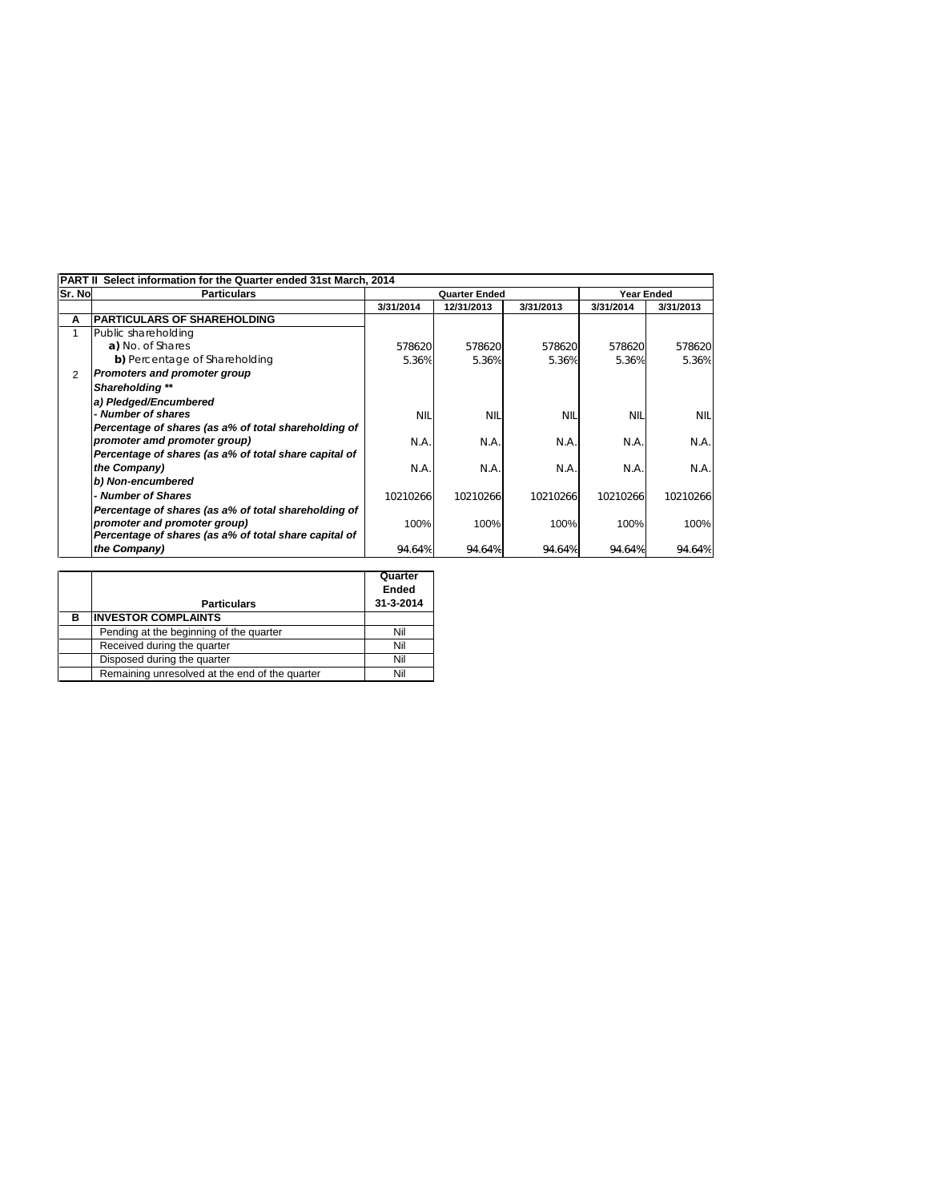**PART II Select information for the Quarter ended 31st March, 2014**

| Sr. No | Particulars | Quarter Ended | | | Year Ended | |
|---|---|---|---|---|---|---|
| | | 3/31/2014 | 12/31/2013 | 3/31/2013 | 3/31/2014 | 3/31/2013 |
| **A** | **PARTICULARS OF SHAREHOLDING** | | | | | |
| 1 | Public shareholding | | | | | |
| | **a)** No. of Shares | 578620 | 578620 | 578620 | 578620 | 578620 |
| | **b)** Percentage of Shareholding | 5.36% | 5.36% | 5.36% | 5.36% | 5.36% |
| 2 | ***Promoters and promoter group Shareholding \*\**** | | | | | |
| | ***a) Pledged/Encumbered*** | | | | | |
| | ***- Number of shares*** | NIL | NIL | NIL | NIL | NIL |
| | ***Percentage of shares (as a% of total shareholding of promoter amd promoter group)*** | N.A. | N.A. | N.A. | N.A. | N.A. |
| | ***Percentage of shares (as a% of total share capital of the Company)*** | N.A. | N.A. | N.A. | N.A. | N.A. |
| | ***b) Non-encumbered*** | | | | | |
| | ***- Number of Shares*** | 10210266 | 10210266 | 10210266 | 10210266 | 10210266 |
| | ***Percentage of shares (as a% of total shareholding of promoter and promoter group)*** | 100% | 100% | 100% | 100% | 100% |
| | ***Percentage of shares (as a% of total share capital of the Company)*** | 94.64% | 94.64% | 94.64% | 94.64% | 94.64% |

| | Particulars | Quarter Ended 31-3-2014 |
|---|---|---|
| **B** | **INVESTOR COMPLAINTS** | |
| | Pending at the beginning of the quarter | Nil |
| | Received during the quarter | Nil |
| | Disposed during the quarter | Nil |
| | Remaining unresolved at the end of the quarter | Nil |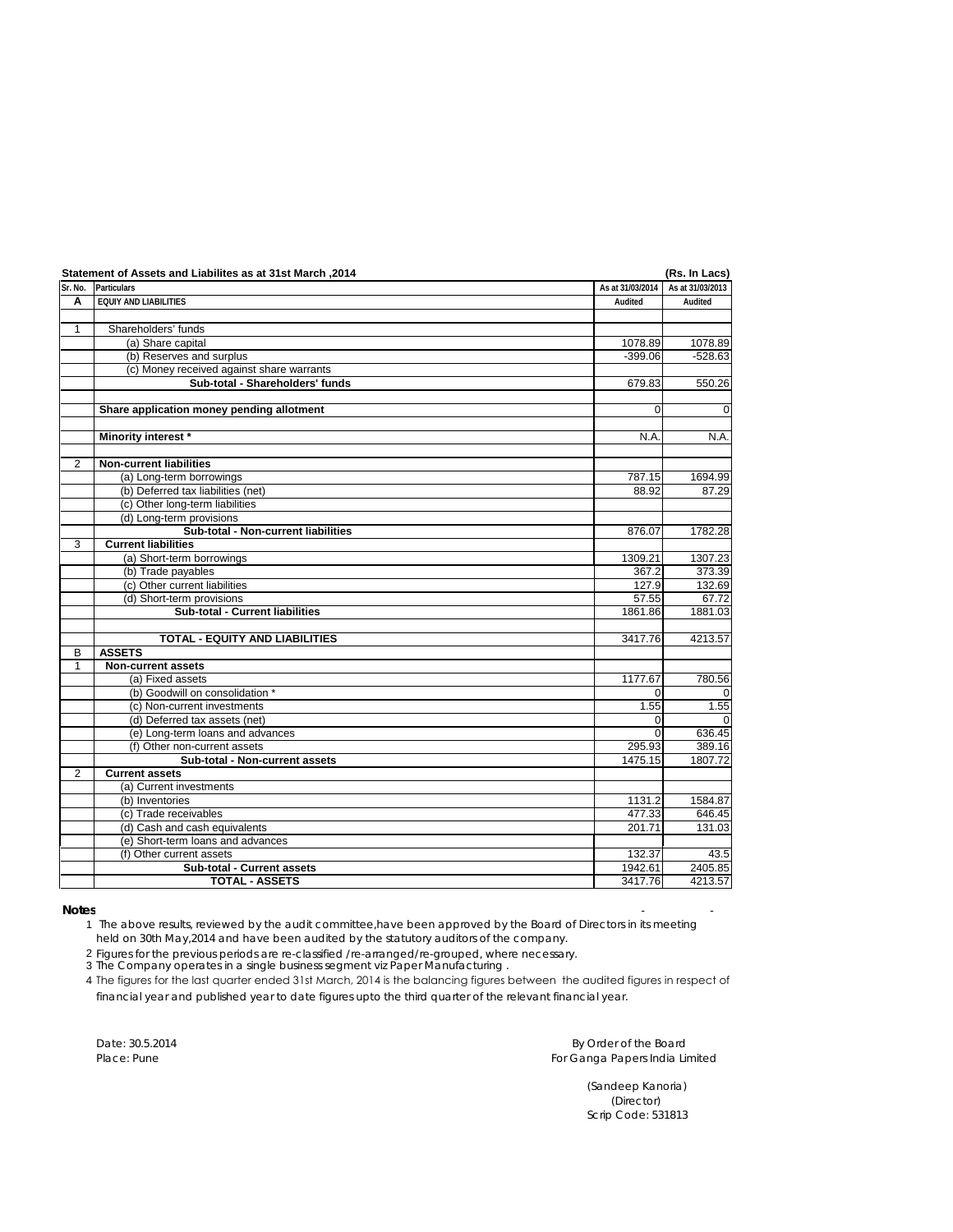**Statement of Assets and Liabilites as at 31st March ,2014** **(Rs. In Lacs)**

| Sr. No. | Particulars | As at 31/03/2014 | As at 31/03/2013 |
|---|---|---|---|
| A | EQUIY AND LIABILITIES | Audited | Audited |
| | | | |
| 1 | Shareholders' funds | | |
| | (a) Share capital | 1078.89 | 1078.89 |
| | (b) Reserves and surplus | -399.06 | -528.63 |
| | (c) Money received against share warrants | | |
| | **Sub-total - Shareholders' funds** | 679.83 | 550.26 |
| | | | |
| | **Share application money pending allotment** | 0 | 0 |
| | | | |
| | **Minority interest *** | N.A. | N.A. |
| | | | |
| 2 | **Non-current liabilities** | | |
| | (a) Long-term borrowings | 787.15 | 1694.99 |
| | (b) Deferred tax liabilities (net) | 88.92 | 87.29 |
| | (c) Other long-term liabilities | | |
| | (d) Long-term provisions | | |
| | **Sub-total - Non-current liabilities** | 876.07 | 1782.28 |
| 3 | **Current liabilities** | | |
| | (a) Short-term borrowings | 1309.21 | 1307.23 |
| | (b) Trade payables | 367.2 | 373.39 |
| | (c) Other current liabilities | 127.9 | 132.69 |
| | (d) Short-term provisions | 57.55 | 67.72 |
| | **Sub-total - Current liabilities** | 1861.86 | 1881.03 |
| | | | |
| | **TOTAL - EQUITY AND LIABILITIES** | 3417.76 | 4213.57 |
| B | **ASSETS** | | |
| 1 | **Non-current assets** | | |
| | (a) Fixed assets | 1177.67 | 780.56 |
| | (b) Goodwill on consolidation * | 0 | 0 |
| | (c) Non-current investments | 1.55 | 1.55 |
| | (d) Deferred tax assets (net) | 0 | 0 |
| | (e) Long-term loans and advances | 0 | 636.45 |
| | (f) Other non-current assets | 295.93 | 389.16 |
| | **Sub-total - Non-current assets** | 1475.15 | 1807.72 |
| 2 | **Current assets** | | |
| | (a) Current investments | | |
| | (b) Inventories | 1131.2 | 1584.87 |
| | (c) Trade receivables | 477.33 | 646.45 |
| | (d) Cash and cash equivalents | 201.71 | 131.03 |
| | (e) Short-term loans and advances | | |
| | (f) Other current assets | 132.37 | 43.5 |
| | **Sub-total - Current assets** | 1942.61 | 2405.85 |
| | **TOTAL - ASSETS** | 3417.76 | 4213.57 |

**Notes**

1. The above results, reviewed by the audit committee,have been approved by the Board of Directors in its meeting held on 30th May,2014 and have been audited by the statutory auditors of the company.
2. Figures for the previous periods are re-classified /re-arranged/re-grouped, where necessary.
3. The Company operates in a single business segment viz Paper Manufacturing .
4. The figures for the last quarter ended 31st March, 2014 is the balancing figures between the audited figures in respect of financial year and published year to date figures upto the third quarter of the relevant financial year.

Date: 30.5.2014
Place: Pune

By Order of the Board
For Ganga Papers India Limited

(Sandeep Kanoria)
(Director)
Scrip Code: 531813